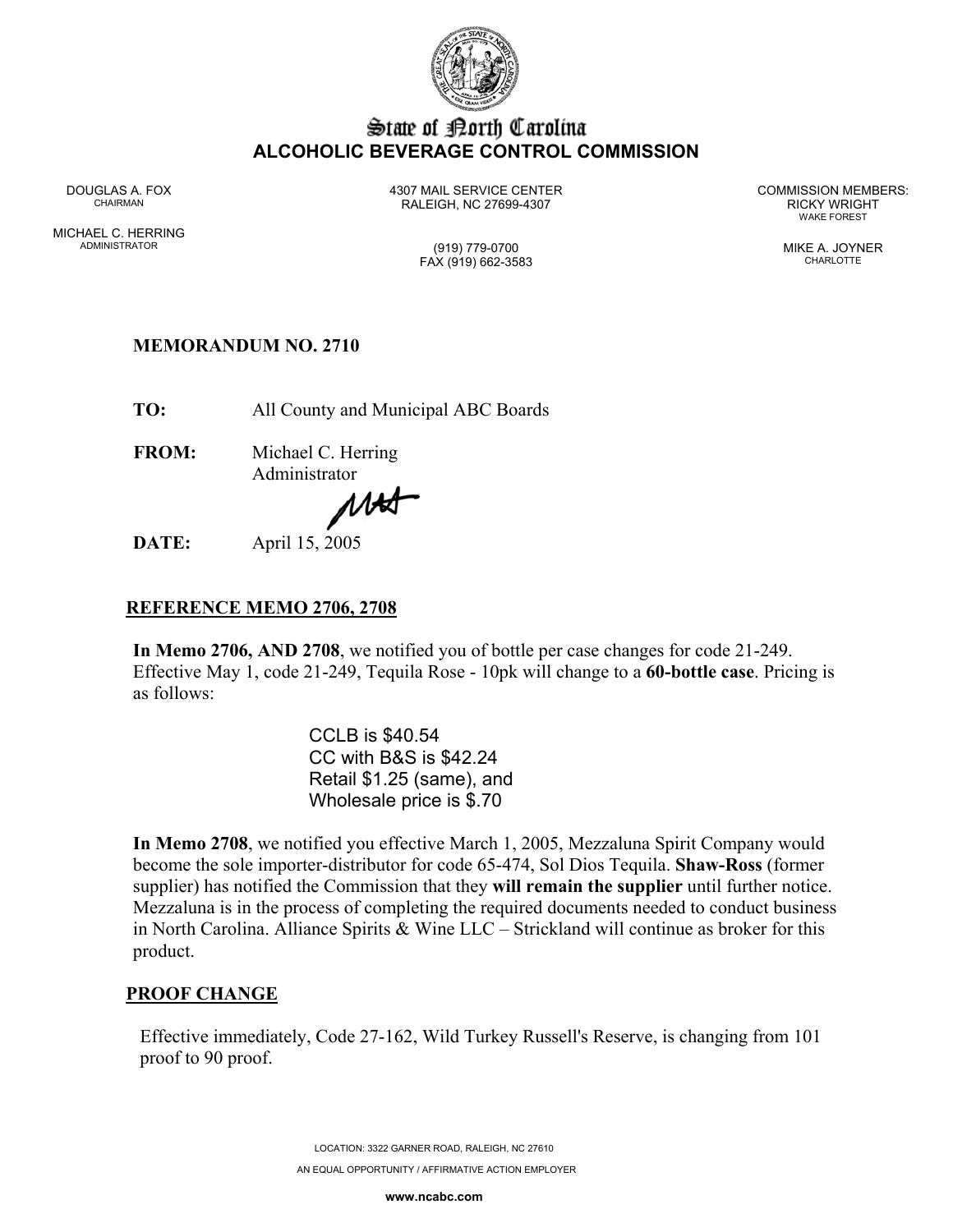# State of North Carolina
## ALCOHOLIC BEVERAGE CONTROL COMMISSION

DOUGLAS A. FOX
CHAIRMAN

MICHAEL C. HERRING
ADMINISTRATOR

4307 MAIL SERVICE CENTER
RALEIGH, NC 27699-4307

(919) 779-0700
FAX (919) 662-3583

COMMISSION MEMBERS:
RICKY WRIGHT
WAKE FOREST

MIKE A. JOYNER
CHARLOTTE

**MEMORANDUM NO. 2710**

**TO:** All County and Municipal ABC Boards

**FROM:** Michael C. Herring
Administrator

**DATE:** April 15, 2005

## REFERENCE MEMO 2706, 2708

**In Memo 2706, AND 2708**, we notified you of bottle per case changes for code 21-249. Effective May 1, code 21-249, Tequila Rose - 10pk will change to a **60-bottle case**. Pricing is as follows:

CCLB is $40.54
CC with B&S is $42.24
Retail $1.25 (same), and
Wholesale price is $.70

**In Memo 2708**, we notified you effective March 1, 2005, Mezzaluna Spirit Company would become the sole importer-distributor for code 65-474, Sol Dios Tequila. **Shaw-Ross** (former supplier) has notified the Commission that they **will remain the supplier** until further notice. Mezzaluna is in the process of completing the required documents needed to conduct business in North Carolina. Alliance Spirits & Wine LLC – Strickland will continue as broker for this product.

## PROOF CHANGE

Effective immediately, Code 27-162, Wild Turkey Russell's Reserve, is changing from 101 proof to 90 proof.

LOCATION: 3322 GARNER ROAD, RALEIGH, NC 27610
AN EQUAL OPPORTUNITY / AFFIRMATIVE ACTION EMPLOYER
www.ncabc.com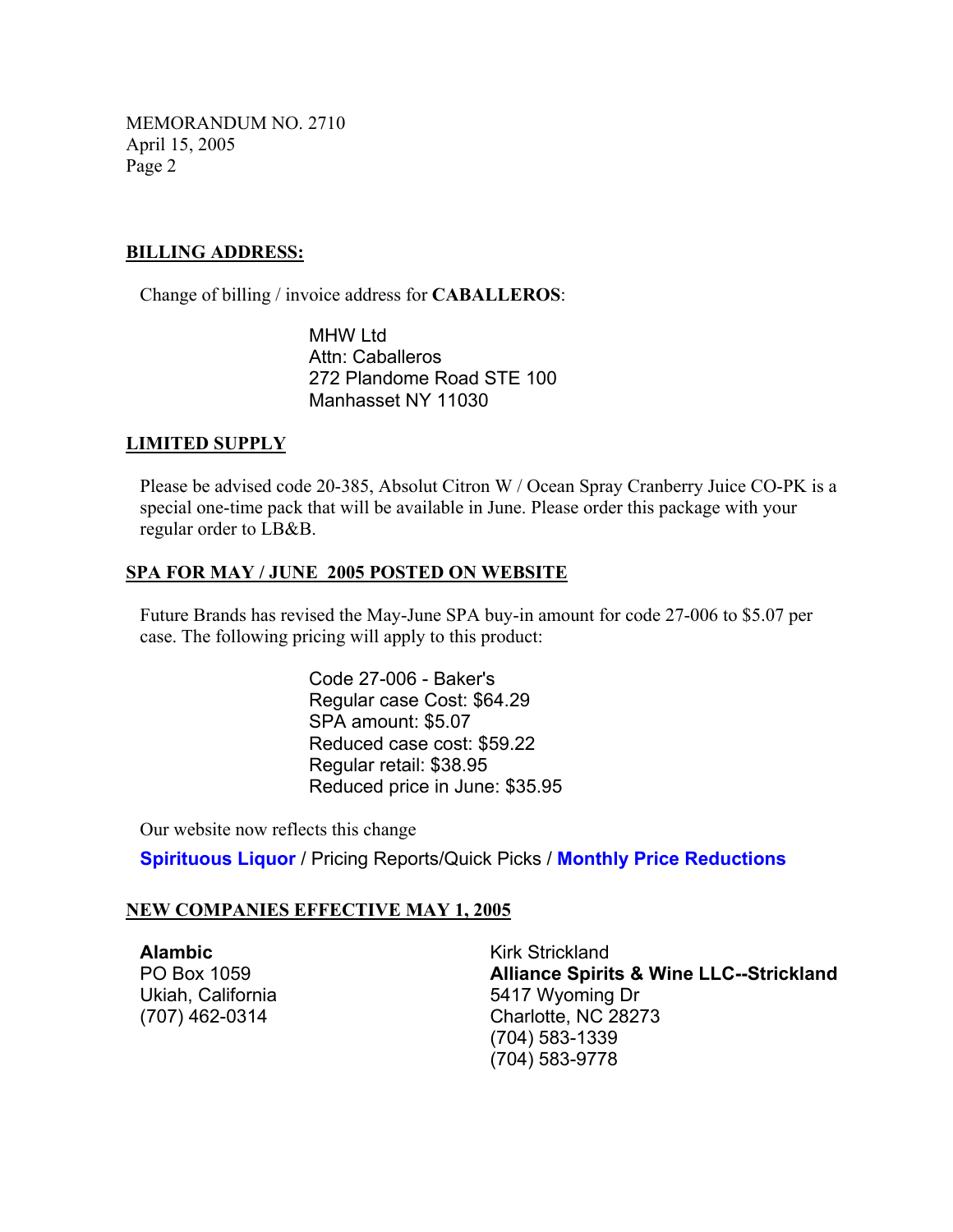MEMORANDUM NO. 2710
April 15, 2005

## BILLING ADDRESS:

Change of billing / invoice address for **CABALLEROS**:

MHW Ltd
Attn: Caballeros
272 Plandome Road STE 100
Manhasset NY 11030

## LIMITED SUPPLY

Please be advised code 20-385, Absolut Citron W / Ocean Spray Cranberry Juice CO-PK is a special one-time pack that will be available in June. Please order this package with your regular order to LB&B.

## SPA FOR MAY / JUNE 2005 POSTED ON WEBSITE

Future Brands has revised the May-June SPA buy-in amount for code 27-006 to $5.07 per case. The following pricing will apply to this product:

Code 27-006 - Baker's
Regular case Cost: $64.29
SPA amount: $5.07
Reduced case cost: $59.22
Regular retail: $38.95
Reduced price in June: $35.95

Our website now reflects this change

**Spirituous Liquor** / Pricing Reports/Quick Picks / **Monthly Price Reductions**

## NEW COMPANIES EFFECTIVE MAY 1, 2005

**Alambic**
PO Box 1059
Ukiah, California
(707) 462-0314

Kirk Strickland
**Alliance Spirits & Wine LLC--Strickland**
5417 Wyoming Dr
Charlotte, NC 28273
(704) 583-1339
(704) 583-9778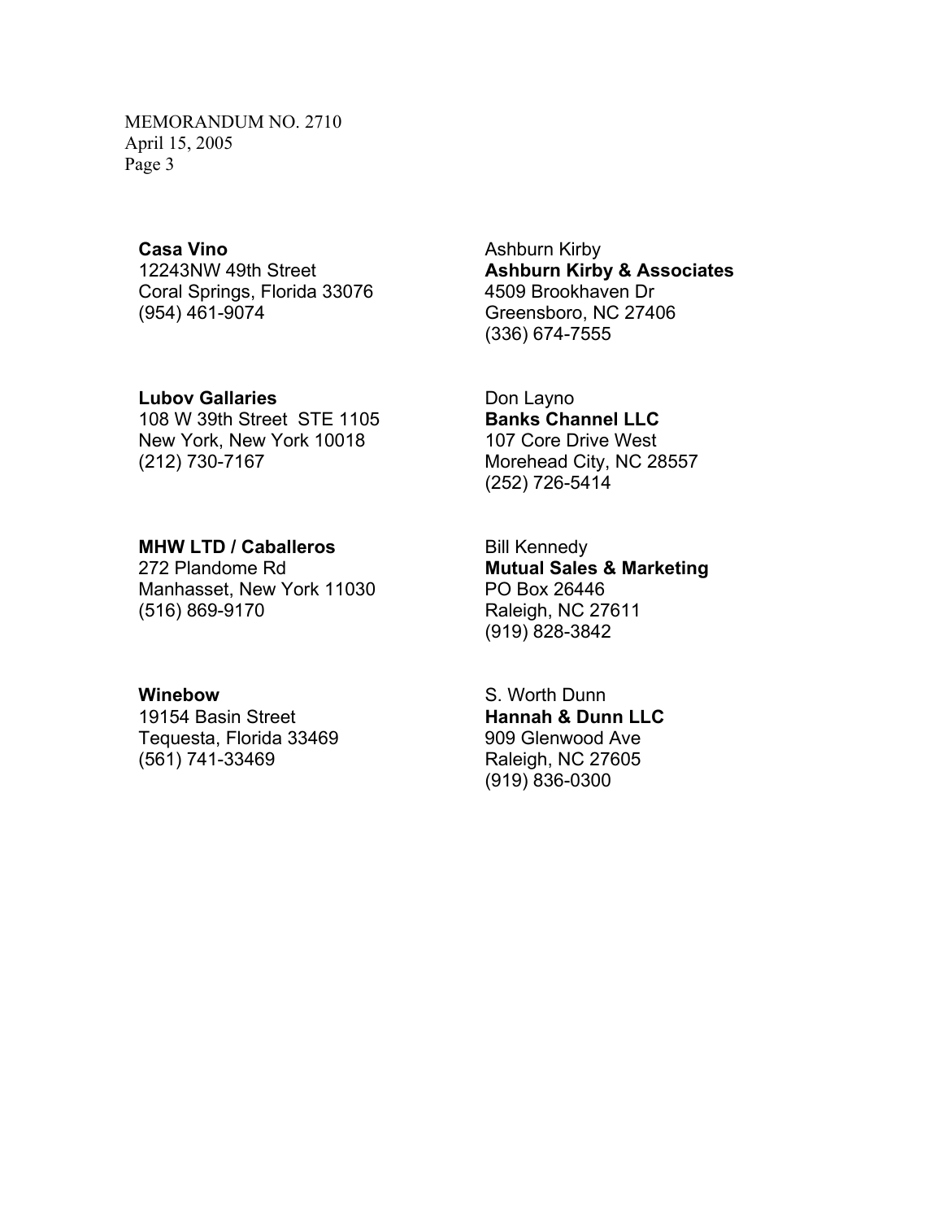**Casa Vino**
12243NW 49th Street
Coral Springs, Florida 33076
(954) 461-9074

**Lubov Gallaries**
108 W 39th Street  STE 1105
New York, New York 10018
(212) 730-7167

**MHW LTD / Caballeros**
272 Plandome Rd
Manhasset, New York 11030
(516) 869-9170

**Winebow**
19154 Basin Street
Tequesta, Florida 33469
(561) 741-33469

Ashburn Kirby
**Ashburn Kirby & Associates**
4509 Brookhaven Dr
Greensboro, NC 27406
(336) 674-7555

Don Layno
**Banks Channel LLC**
107 Core Drive West
Morehead City, NC 28557
(252) 726-5414

Bill Kennedy
**Mutual Sales & Marketing**
PO Box 26446
Raleigh, NC 27611
(919) 828-3842

S. Worth Dunn
**Hannah & Dunn LLC**
909 Glenwood Ave
Raleigh, NC 27605
(919) 836-0300